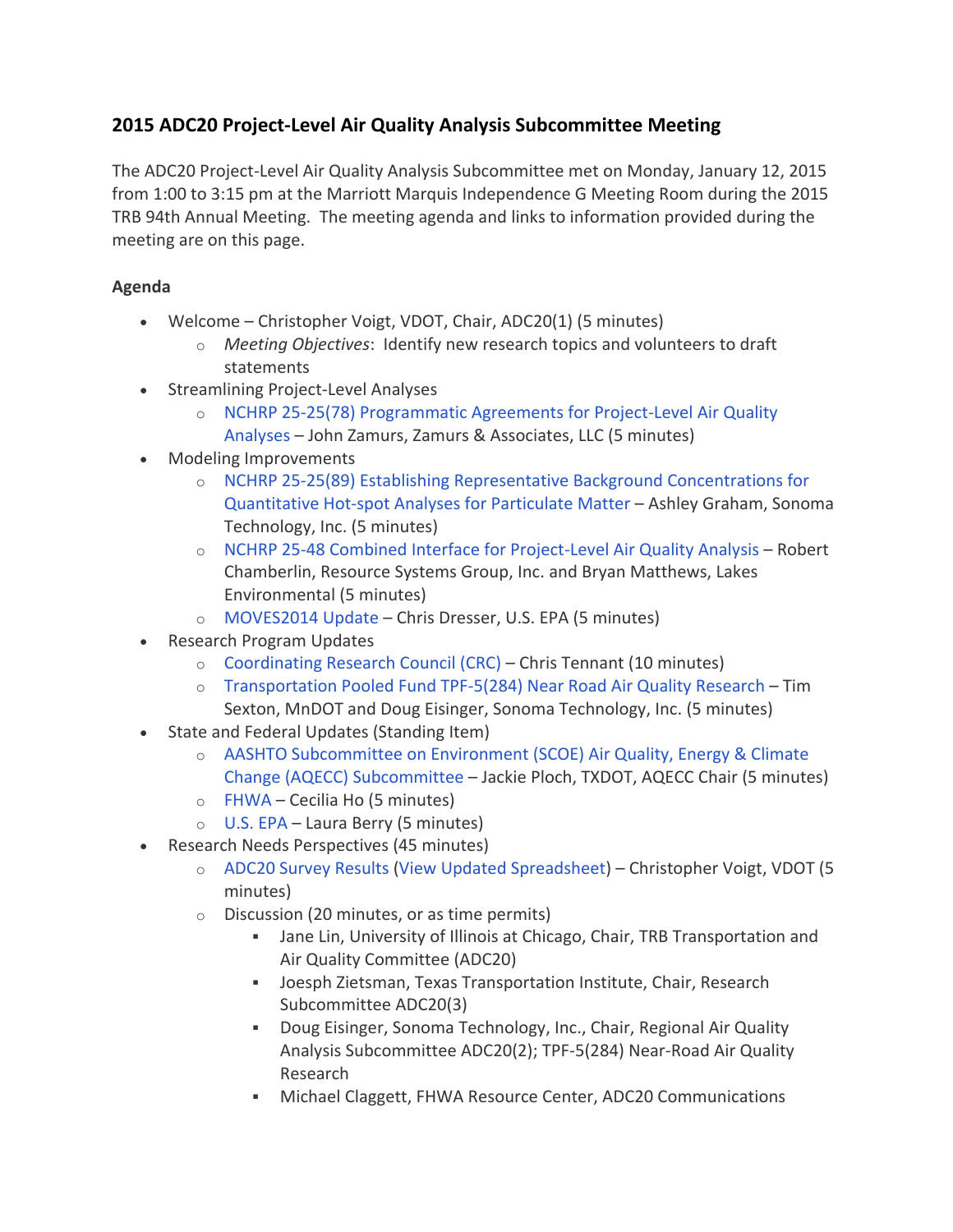## 2015 ADC20 Project-Level Air Quality Analysis Subcommittee Meeting

The ADC20 Project-Level Air Quality Analysis Subcommittee met on Monday, January 12, 2015 from 1:00 to 3:15 pm at the Marriott Marquis Independence G Meeting Room during the 2015 TRB 94th Annual Meeting. The meeting agenda and links to information provided during the meeting are on this page.

### Agenda

- Welcome – Christopher Voigt, VDOT, Chair, ADC20(1) (5 minutes)
  - *Meeting Objectives*: Identify new research topics and volunteers to draft statements
- Streamlining Project-Level Analyses
  - NCHRP 25-25(78) Programmatic Agreements for Project-Level Air Quality Analyses – John Zamurs, Zamurs & Associates, LLC (5 minutes)
- Modeling Improvements
  - NCHRP 25-25(89) Establishing Representative Background Concentrations for Quantitative Hot-spot Analyses for Particulate Matter – Ashley Graham, Sonoma Technology, Inc. (5 minutes)
  - NCHRP 25-48 Combined Interface for Project-Level Air Quality Analysis – Robert Chamberlin, Resource Systems Group, Inc. and Bryan Matthews, Lakes Environmental (5 minutes)
  - MOVES2014 Update – Chris Dresser, U.S. EPA (5 minutes)
- Research Program Updates
  - Coordinating Research Council (CRC) – Chris Tennant (10 minutes)
  - Transportation Pooled Fund TPF-5(284) Near Road Air Quality Research – Tim Sexton, MnDOT and Doug Eisinger, Sonoma Technology, Inc. (5 minutes)
- State and Federal Updates (Standing Item)
  - AASHTO Subcommittee on Environment (SCOE) Air Quality, Energy & Climate Change (AQECC) Subcommittee – Jackie Ploch, TXDOT, AQECC Chair (5 minutes)
  - FHWA – Cecilia Ho (5 minutes)
  - U.S. EPA – Laura Berry (5 minutes)
- Research Needs Perspectives (45 minutes)
  - ADC20 Survey Results (View Updated Spreadsheet) – Christopher Voigt, VDOT (5 minutes)
  - Discussion (20 minutes, or as time permits)
    - Jane Lin, University of Illinois at Chicago, Chair, TRB Transportation and Air Quality Committee (ADC20)
    - Joesph Zietsman, Texas Transportation Institute, Chair, Research Subcommittee ADC20(3)
    - Doug Eisinger, Sonoma Technology, Inc., Chair, Regional Air Quality Analysis Subcommittee ADC20(2); TPF-5(284) Near-Road Air Quality Research
    - Michael Claggett, FHWA Resource Center, ADC20 Communications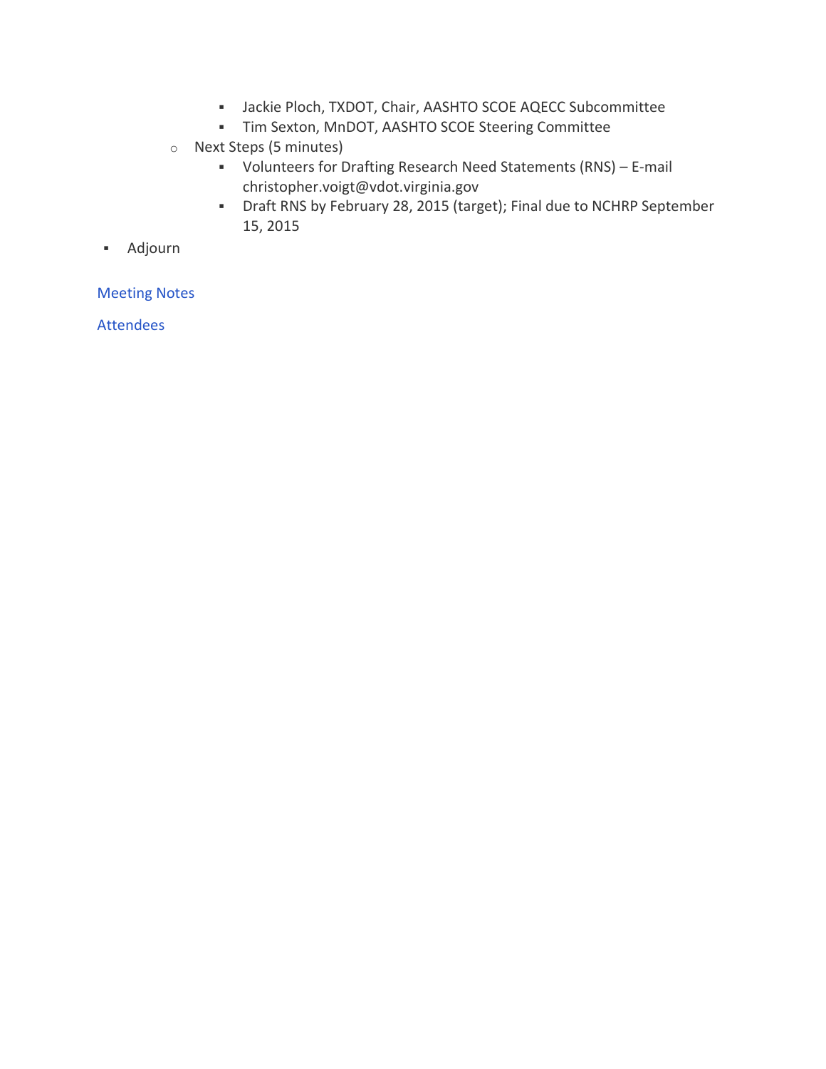- Jackie Ploch, TXDOT, Chair, AASHTO SCOE AQECC Subcommittee
        - Tim Sexton, MnDOT, AASHTO SCOE Steering Committee
    - Next Steps (5 minutes)
        - Volunteers for Drafting Research Need Statements (RNS) – E-mail christopher.voigt@vdot.virginia.gov
        - Draft RNS by February 28, 2015 (target); Final due to NCHRP September 15, 2015
- Adjourn

Meeting Notes

Attendees